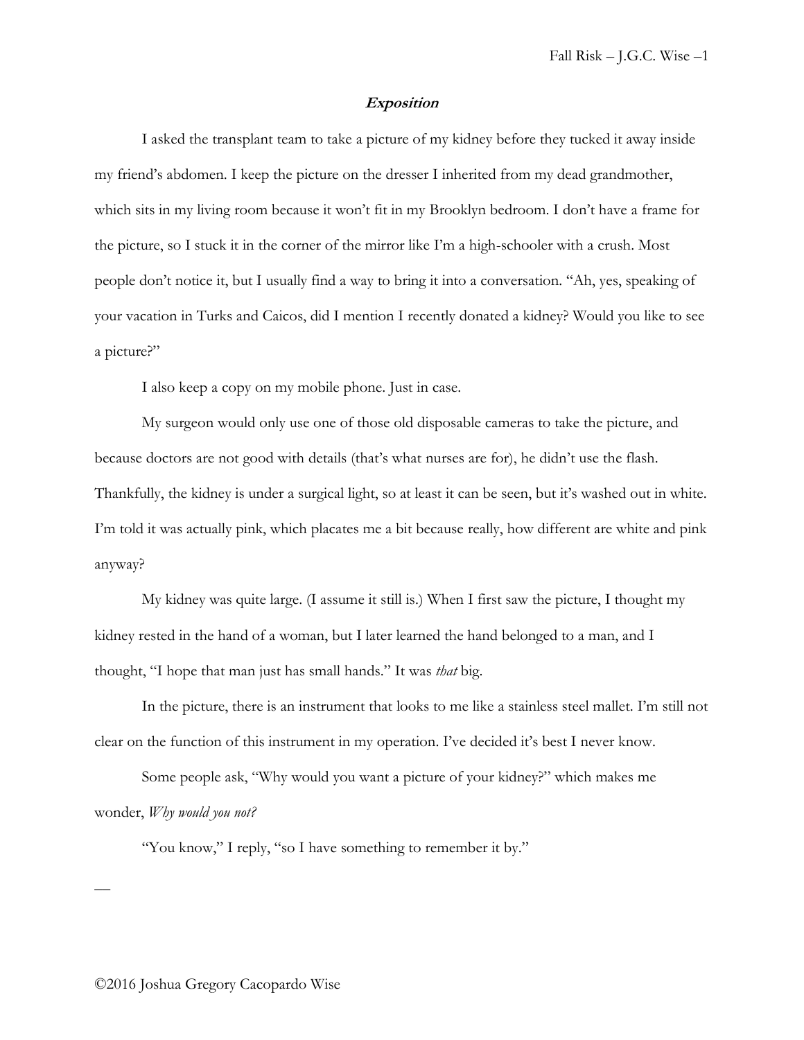## ***Exposition***

I asked the transplant team to take a picture of my kidney before they tucked it away inside my friend's abdomen. I keep the picture on the dresser I inherited from my dead grandmother, which sits in my living room because it won't fit in my Brooklyn bedroom. I don't have a frame for the picture, so I stuck it in the corner of the mirror like I'm a high-schooler with a crush. Most people don't notice it, but I usually find a way to bring it into a conversation. "Ah, yes, speaking of your vacation in Turks and Caicos, did I mention I recently donated a kidney? Would you like to see a picture?"

I also keep a copy on my mobile phone. Just in case.

My surgeon would only use one of those old disposable cameras to take the picture, and because doctors are not good with details (that's what nurses are for), he didn't use the flash. Thankfully, the kidney is under a surgical light, so at least it can be seen, but it's washed out in white. I'm told it was actually pink, which placates me a bit because really, how different are white and pink anyway?

My kidney was quite large. (I assume it still is.) When I first saw the picture, I thought my kidney rested in the hand of a woman, but I later learned the hand belonged to a man, and I thought, "I hope that man just has small hands." It was *that* big.

In the picture, there is an instrument that looks to me like a stainless steel mallet. I'm still not clear on the function of this instrument in my operation. I've decided it's best I never know.

Some people ask, "Why would you want a picture of your kidney?" which makes me wonder, *Why would you not?*

"You know," I reply, "so I have something to remember it by."

—

©2016 Joshua Gregory Cacopardo Wise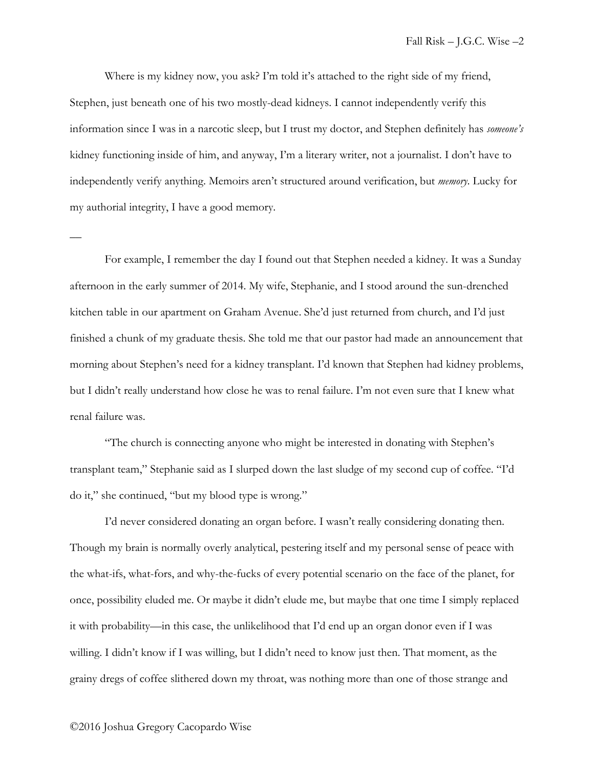Where is my kidney now, you ask? I'm told it's attached to the right side of my friend, Stephen, just beneath one of his two mostly-dead kidneys. I cannot independently verify this information since I was in a narcotic sleep, but I trust my doctor, and Stephen definitely has *someone's* kidney functioning inside of him, and anyway, I'm a literary writer, not a journalist. I don't have to independently verify anything. Memoirs aren't structured around verification, but *memory*. Lucky for my authorial integrity, I have a good memory.

—

For example, I remember the day I found out that Stephen needed a kidney. It was a Sunday afternoon in the early summer of 2014. My wife, Stephanie, and I stood around the sun-drenched kitchen table in our apartment on Graham Avenue. She'd just returned from church, and I'd just finished a chunk of my graduate thesis. She told me that our pastor had made an announcement that morning about Stephen's need for a kidney transplant. I'd known that Stephen had kidney problems, but I didn't really understand how close he was to renal failure. I'm not even sure that I knew what renal failure was.

"The church is connecting anyone who might be interested in donating with Stephen's transplant team," Stephanie said as I slurped down the last sludge of my second cup of coffee. "I'd do it," she continued, "but my blood type is wrong."

I'd never considered donating an organ before. I wasn't really considering donating then. Though my brain is normally overly analytical, pestering itself and my personal sense of peace with the what-ifs, what-fors, and why-the-fucks of every potential scenario on the face of the planet, for once, possibility eluded me. Or maybe it didn't elude me, but maybe that one time I simply replaced it with probability—in this case, the unlikelihood that I'd end up an organ donor even if I was willing. I didn't know if I was willing, but I didn't need to know just then. That moment, as the grainy dregs of coffee slithered down my throat, was nothing more than one of those strange and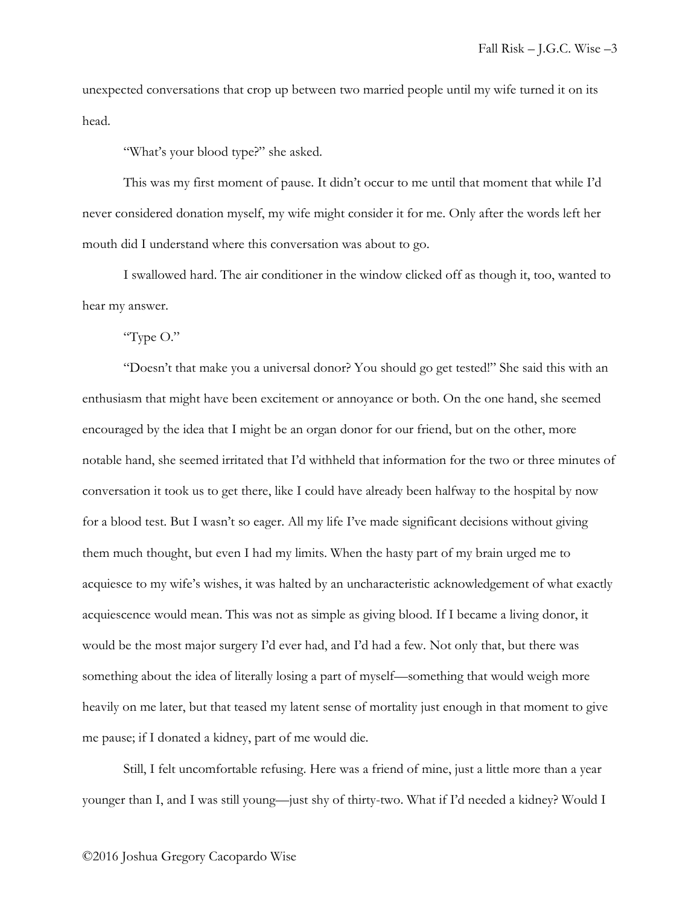unexpected conversations that crop up between two married people until my wife turned it on its head.

"What's your blood type?" she asked.

This was my first moment of pause. It didn't occur to me until that moment that while I'd never considered donation myself, my wife might consider it for me. Only after the words left her mouth did I understand where this conversation was about to go.

I swallowed hard. The air conditioner in the window clicked off as though it, too, wanted to hear my answer.

"Type O."

"Doesn't that make you a universal donor? You should go get tested!" She said this with an enthusiasm that might have been excitement or annoyance or both. On the one hand, she seemed encouraged by the idea that I might be an organ donor for our friend, but on the other, more notable hand, she seemed irritated that I'd withheld that information for the two or three minutes of conversation it took us to get there, like I could have already been halfway to the hospital by now for a blood test. But I wasn't so eager. All my life I've made significant decisions without giving them much thought, but even I had my limits. When the hasty part of my brain urged me to acquiesce to my wife's wishes, it was halted by an uncharacteristic acknowledgement of what exactly acquiescence would mean. This was not as simple as giving blood. If I became a living donor, it would be the most major surgery I'd ever had, and I'd had a few. Not only that, but there was something about the idea of literally losing a part of myself—something that would weigh more heavily on me later, but that teased my latent sense of mortality just enough in that moment to give me pause; if I donated a kidney, part of me would die.

Still, I felt uncomfortable refusing. Here was a friend of mine, just a little more than a year younger than I, and I was still young—just shy of thirty-two. What if I'd needed a kidney? Would I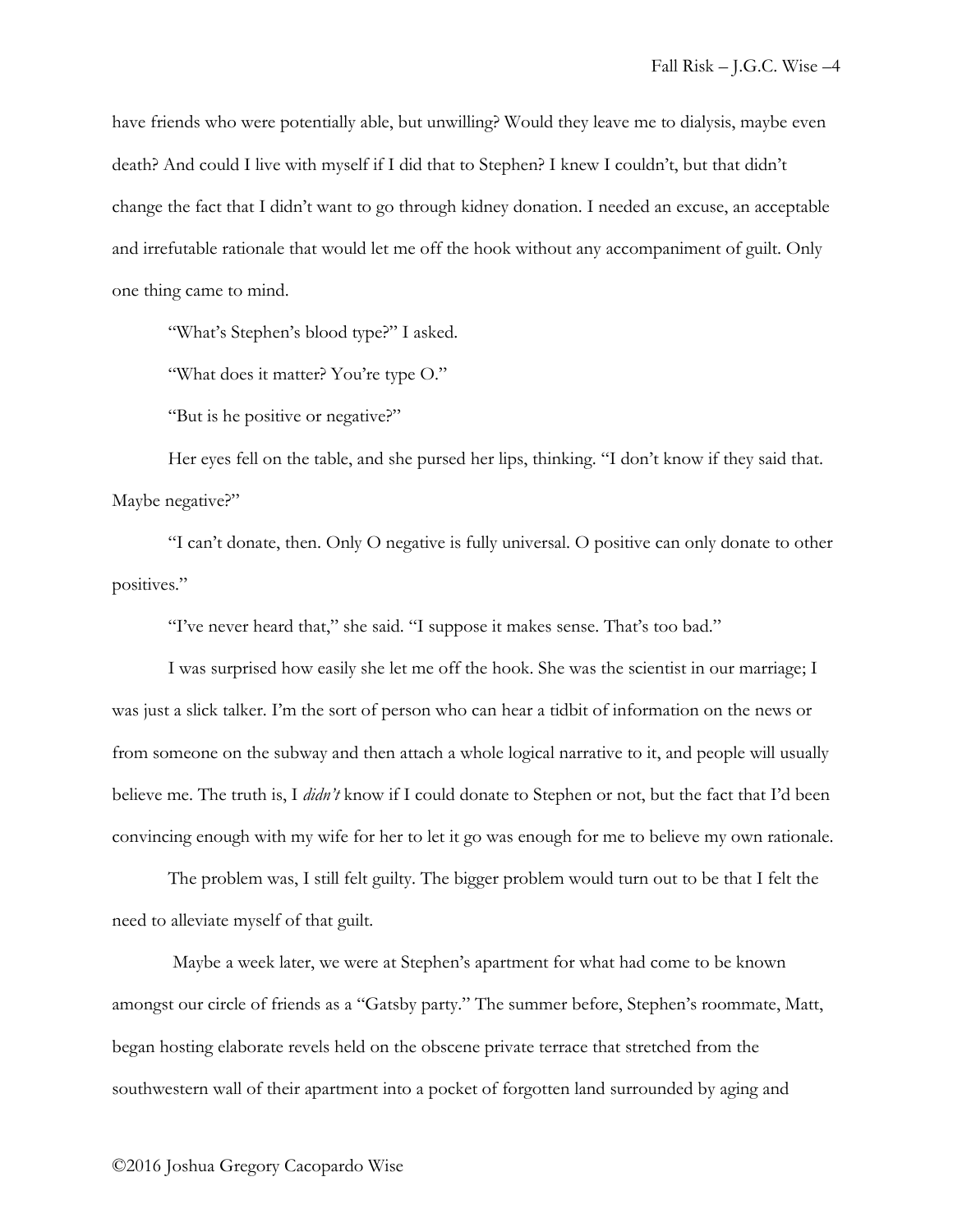have friends who were potentially able, but unwilling? Would they leave me to dialysis, maybe even death? And could I live with myself if I did that to Stephen? I knew I couldn't, but that didn't change the fact that I didn't want to go through kidney donation. I needed an excuse, an acceptable and irrefutable rationale that would let me off the hook without any accompaniment of guilt. Only one thing came to mind.

"What's Stephen's blood type?" I asked.

"What does it matter? You're type O."

"But is he positive or negative?"

Her eyes fell on the table, and she pursed her lips, thinking. "I don't know if they said that. Maybe negative?"

"I can't donate, then. Only O negative is fully universal. O positive can only donate to other positives."

"I've never heard that," she said. "I suppose it makes sense. That's too bad."

I was surprised how easily she let me off the hook. She was the scientist in our marriage; I was just a slick talker. I'm the sort of person who can hear a tidbit of information on the news or from someone on the subway and then attach a whole logical narrative to it, and people will usually believe me. The truth is, I *didn't* know if I could donate to Stephen or not, but the fact that I'd been convincing enough with my wife for her to let it go was enough for me to believe my own rationale.

The problem was, I still felt guilty. The bigger problem would turn out to be that I felt the need to alleviate myself of that guilt.

Maybe a week later, we were at Stephen's apartment for what had come to be known amongst our circle of friends as a "Gatsby party." The summer before, Stephen's roommate, Matt, began hosting elaborate revels held on the obscene private terrace that stretched from the southwestern wall of their apartment into a pocket of forgotten land surrounded by aging and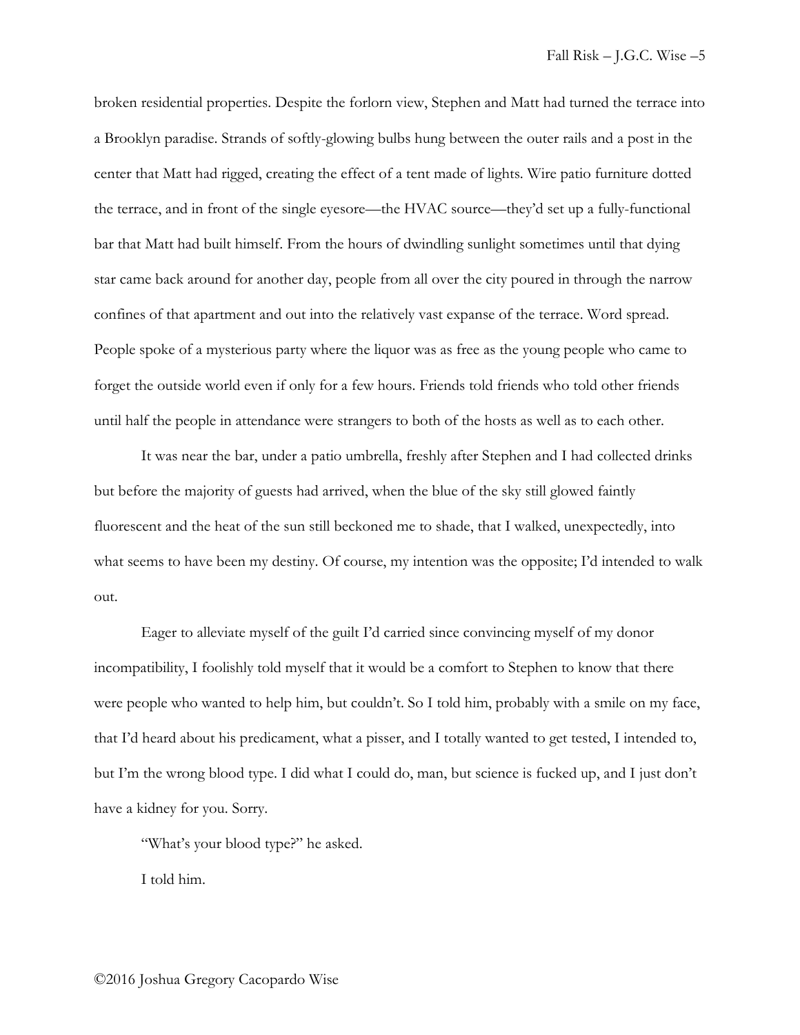broken residential properties. Despite the forlorn view, Stephen and Matt had turned the terrace into a Brooklyn paradise. Strands of softly-glowing bulbs hung between the outer rails and a post in the center that Matt had rigged, creating the effect of a tent made of lights. Wire patio furniture dotted the terrace, and in front of the single eyesore—the HVAC source—they'd set up a fully-functional bar that Matt had built himself. From the hours of dwindling sunlight sometimes until that dying star came back around for another day, people from all over the city poured in through the narrow confines of that apartment and out into the relatively vast expanse of the terrace. Word spread. People spoke of a mysterious party where the liquor was as free as the young people who came to forget the outside world even if only for a few hours. Friends told friends who told other friends until half the people in attendance were strangers to both of the hosts as well as to each other.

It was near the bar, under a patio umbrella, freshly after Stephen and I had collected drinks but before the majority of guests had arrived, when the blue of the sky still glowed faintly fluorescent and the heat of the sun still beckoned me to shade, that I walked, unexpectedly, into what seems to have been my destiny. Of course, my intention was the opposite; I'd intended to walk out.

Eager to alleviate myself of the guilt I'd carried since convincing myself of my donor incompatibility, I foolishly told myself that it would be a comfort to Stephen to know that there were people who wanted to help him, but couldn't. So I told him, probably with a smile on my face, that I'd heard about his predicament, what a pisser, and I totally wanted to get tested, I intended to, but I'm the wrong blood type. I did what I could do, man, but science is fucked up, and I just don't have a kidney for you. Sorry.

"What's your blood type?" he asked.

I told him.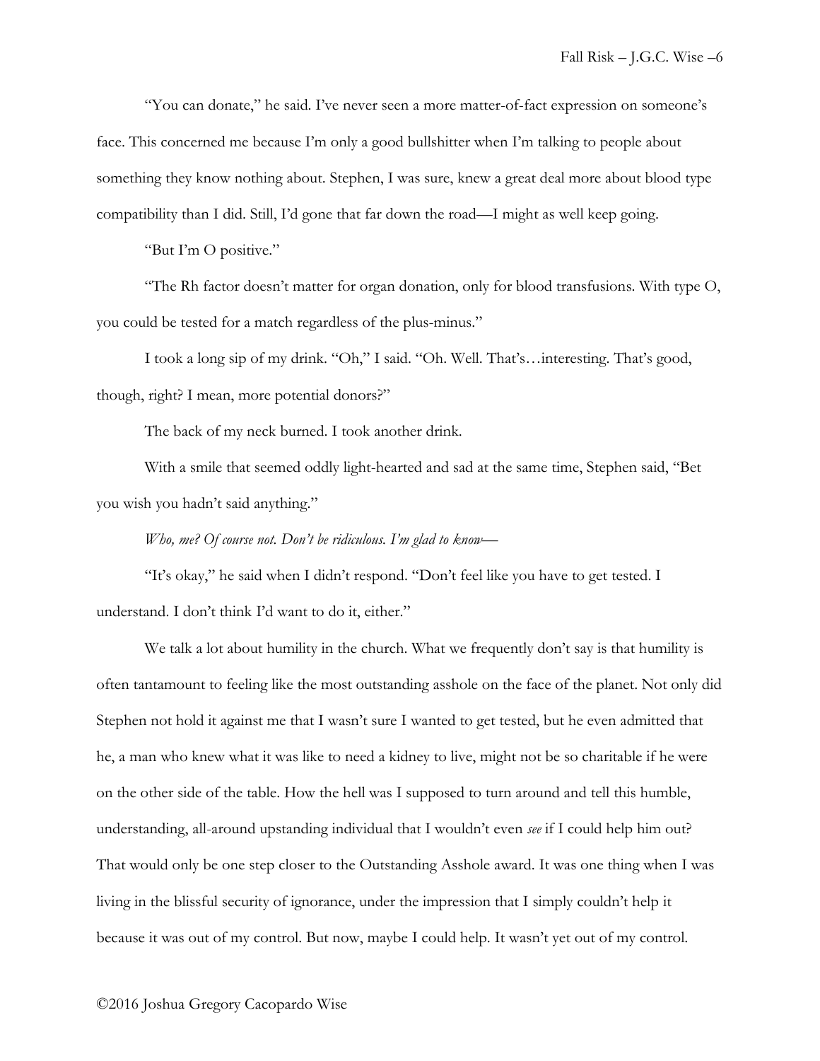"You can donate," he said. I've never seen a more matter-of-fact expression on someone's face. This concerned me because I'm only a good bullshitter when I'm talking to people about something they know nothing about. Stephen, I was sure, knew a great deal more about blood type compatibility than I did. Still, I'd gone that far down the road—I might as well keep going.

"But I'm O positive."

"The Rh factor doesn't matter for organ donation, only for blood transfusions. With type O, you could be tested for a match regardless of the plus-minus."

I took a long sip of my drink. "Oh," I said. "Oh. Well. That's…interesting. That's good, though, right? I mean, more potential donors?"

The back of my neck burned. I took another drink.

With a smile that seemed oddly light-hearted and sad at the same time, Stephen said, "Bet you wish you hadn't said anything."

*Who, me? Of course not. Don't be ridiculous. I'm glad to know—*

"It's okay," he said when I didn't respond. "Don't feel like you have to get tested. I understand. I don't think I'd want to do it, either."

We talk a lot about humility in the church. What we frequently don't say is that humility is often tantamount to feeling like the most outstanding asshole on the face of the planet. Not only did Stephen not hold it against me that I wasn't sure I wanted to get tested, but he even admitted that he, a man who knew what it was like to need a kidney to live, might not be so charitable if he were on the other side of the table. How the hell was I supposed to turn around and tell this humble, understanding, all-around upstanding individual that I wouldn't even *see* if I could help him out? That would only be one step closer to the Outstanding Asshole award. It was one thing when I was living in the blissful security of ignorance, under the impression that I simply couldn't help it because it was out of my control. But now, maybe I could help. It wasn't yet out of my control.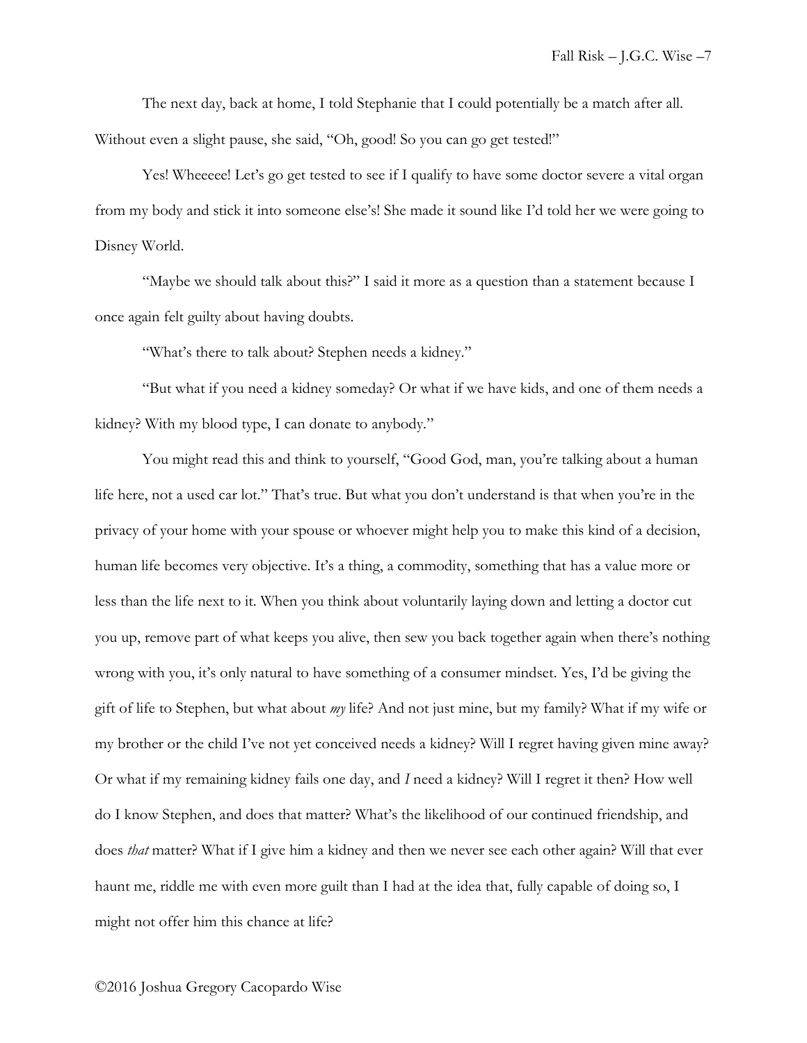The next day, back at home, I told Stephanie that I could potentially be a match after all. Without even a slight pause, she said, "Oh, good! So you can go get tested!"

Yes! Wheeeee! Let's go get tested to see if I qualify to have some doctor severe a vital organ from my body and stick it into someone else's! She made it sound like I'd told her we were going to Disney World.

"Maybe we should talk about this?" I said it more as a question than a statement because I once again felt guilty about having doubts.

"What's there to talk about? Stephen needs a kidney."

"But what if you need a kidney someday? Or what if we have kids, and one of them needs a kidney? With my blood type, I can donate to anybody."

You might read this and think to yourself, "Good God, man, you're talking about a human life here, not a used car lot." That's true. But what you don't understand is that when you're in the privacy of your home with your spouse or whoever might help you to make this kind of a decision, human life becomes very objective. It's a thing, a commodity, something that has a value more or less than the life next to it. When you think about voluntarily laying down and letting a doctor cut you up, remove part of what keeps you alive, then sew you back together again when there's nothing wrong with you, it's only natural to have something of a consumer mindset. Yes, I'd be giving the gift of life to Stephen, but what about *my* life? And not just mine, but my family? What if my wife or my brother or the child I've not yet conceived needs a kidney? Will I regret having given mine away? Or what if my remaining kidney fails one day, and *I* need a kidney? Will I regret it then? How well do I know Stephen, and does that matter? What's the likelihood of our continued friendship, and does *that* matter? What if I give him a kidney and then we never see each other again? Will that ever haunt me, riddle me with even more guilt than I had at the idea that, fully capable of doing so, I might not offer him this chance at life?

©2016 Joshua Gregory Cacopardo Wise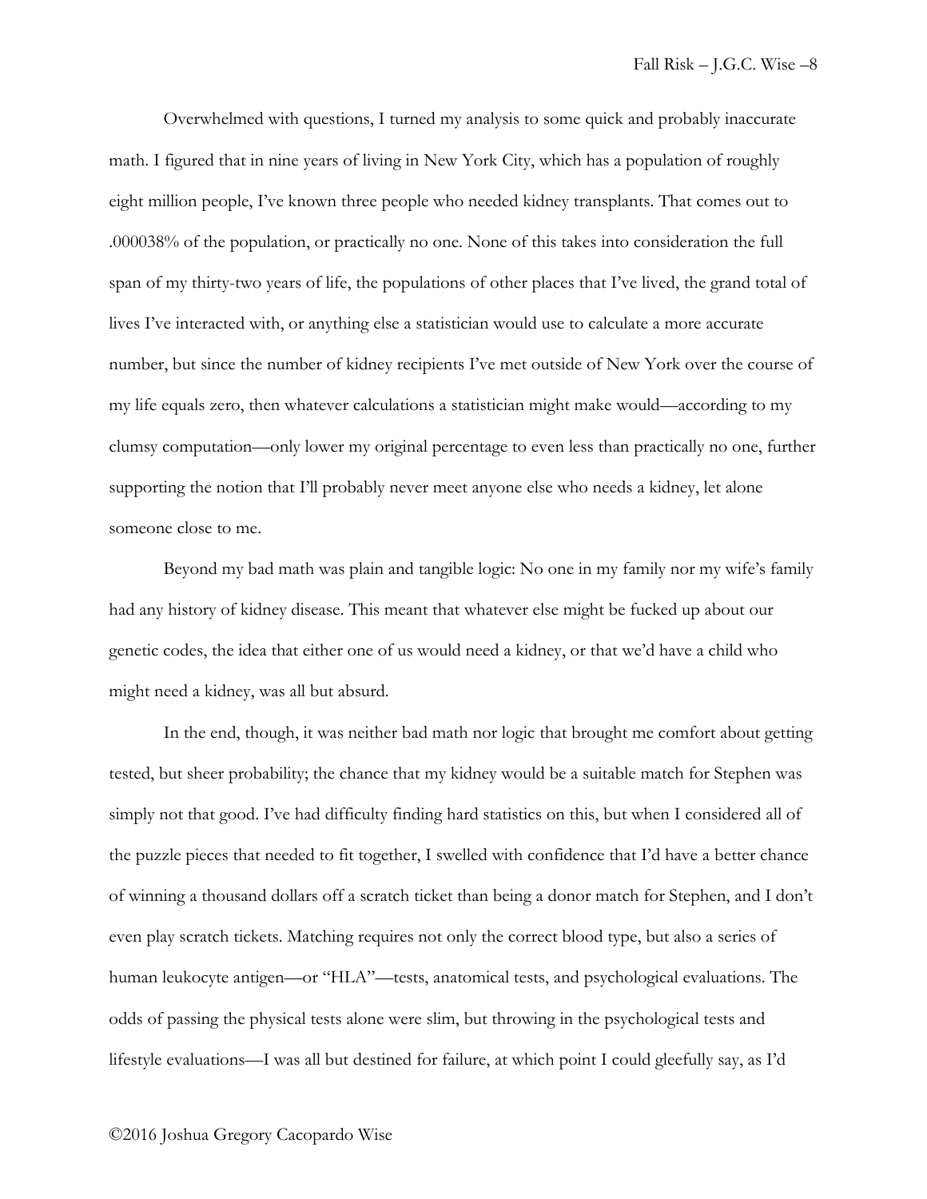Overwhelmed with questions, I turned my analysis to some quick and probably inaccurate math. I figured that in nine years of living in New York City, which has a population of roughly eight million people, I've known three people who needed kidney transplants. That comes out to .000038% of the population, or practically no one. None of this takes into consideration the full span of my thirty-two years of life, the populations of other places that I've lived, the grand total of lives I've interacted with, or anything else a statistician would use to calculate a more accurate number, but since the number of kidney recipients I've met outside of New York over the course of my life equals zero, then whatever calculations a statistician might make would—according to my clumsy computation—only lower my original percentage to even less than practically no one, further supporting the notion that I'll probably never meet anyone else who needs a kidney, let alone someone close to me.

Beyond my bad math was plain and tangible logic: No one in my family nor my wife's family had any history of kidney disease. This meant that whatever else might be fucked up about our genetic codes, the idea that either one of us would need a kidney, or that we'd have a child who might need a kidney, was all but absurd.

In the end, though, it was neither bad math nor logic that brought me comfort about getting tested, but sheer probability; the chance that my kidney would be a suitable match for Stephen was simply not that good. I've had difficulty finding hard statistics on this, but when I considered all of the puzzle pieces that needed to fit together, I swelled with confidence that I'd have a better chance of winning a thousand dollars off a scratch ticket than being a donor match for Stephen, and I don't even play scratch tickets. Matching requires not only the correct blood type, but also a series of human leukocyte antigen—or "HLA"—tests, anatomical tests, and psychological evaluations. The odds of passing the physical tests alone were slim, but throwing in the psychological tests and lifestyle evaluations—I was all but destined for failure, at which point I could gleefully say, as I'd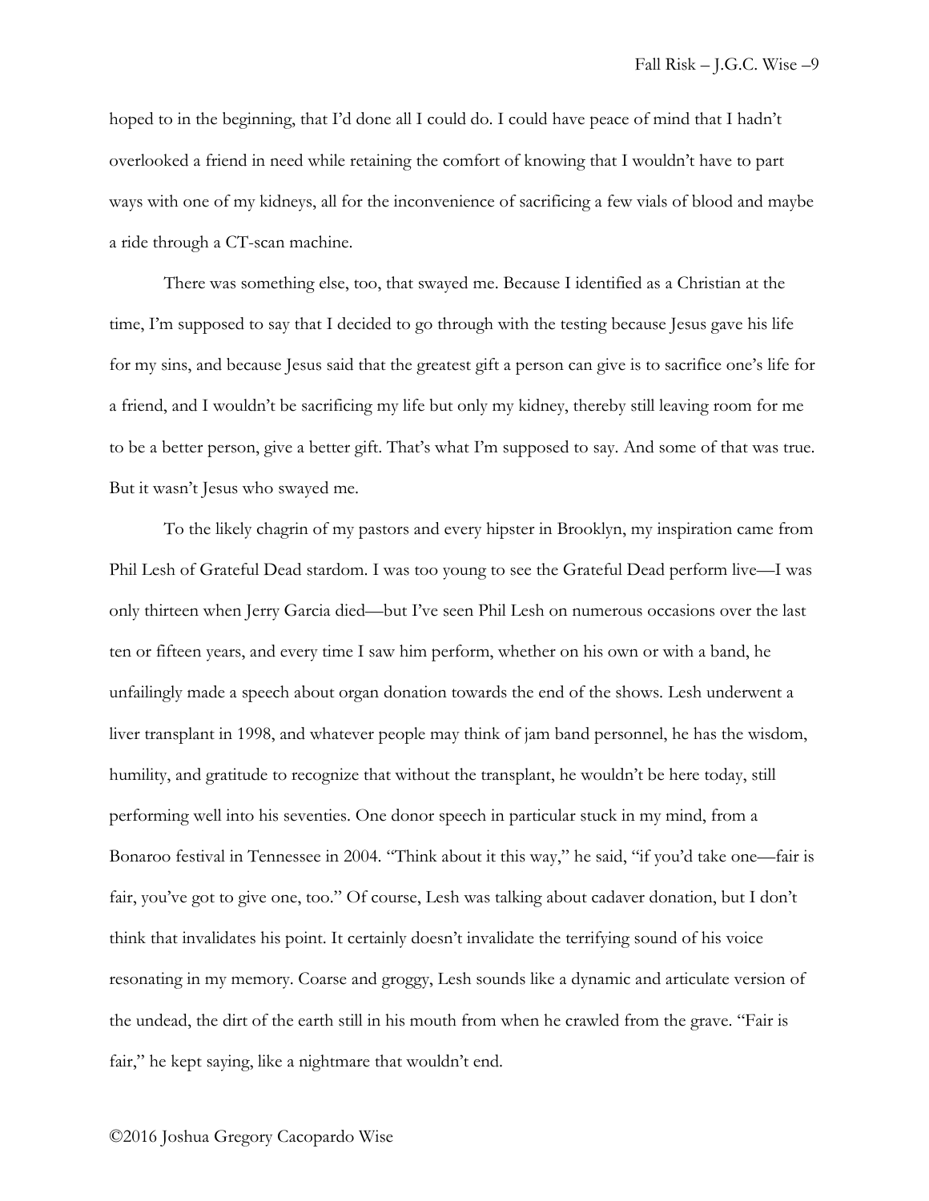hoped to in the beginning, that I'd done all I could do. I could have peace of mind that I hadn't overlooked a friend in need while retaining the comfort of knowing that I wouldn't have to part ways with one of my kidneys, all for the inconvenience of sacrificing a few vials of blood and maybe a ride through a CT-scan machine.

There was something else, too, that swayed me. Because I identified as a Christian at the time, I'm supposed to say that I decided to go through with the testing because Jesus gave his life for my sins, and because Jesus said that the greatest gift a person can give is to sacrifice one's life for a friend, and I wouldn't be sacrificing my life but only my kidney, thereby still leaving room for me to be a better person, give a better gift. That's what I'm supposed to say. And some of that was true. But it wasn't Jesus who swayed me.

To the likely chagrin of my pastors and every hipster in Brooklyn, my inspiration came from Phil Lesh of Grateful Dead stardom. I was too young to see the Grateful Dead perform live—I was only thirteen when Jerry Garcia died—but I've seen Phil Lesh on numerous occasions over the last ten or fifteen years, and every time I saw him perform, whether on his own or with a band, he unfailingly made a speech about organ donation towards the end of the shows. Lesh underwent a liver transplant in 1998, and whatever people may think of jam band personnel, he has the wisdom, humility, and gratitude to recognize that without the transplant, he wouldn't be here today, still performing well into his seventies. One donor speech in particular stuck in my mind, from a Bonaroo festival in Tennessee in 2004. "Think about it this way," he said, "if you'd take one—fair is fair, you've got to give one, too." Of course, Lesh was talking about cadaver donation, but I don't think that invalidates his point. It certainly doesn't invalidate the terrifying sound of his voice resonating in my memory. Coarse and groggy, Lesh sounds like a dynamic and articulate version of the undead, the dirt of the earth still in his mouth from when he crawled from the grave. "Fair is fair," he kept saying, like a nightmare that wouldn't end.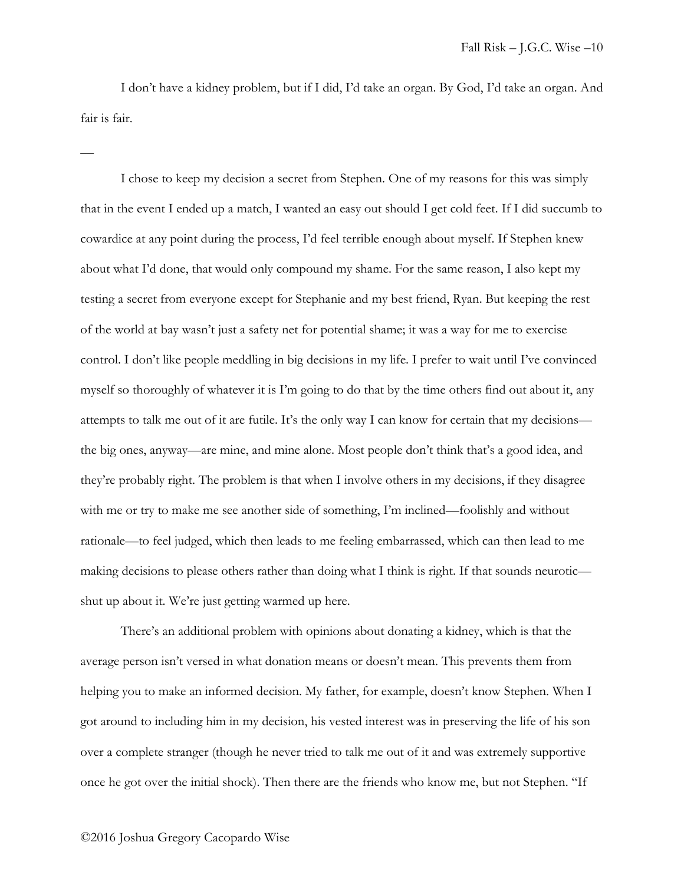I don't have a kidney problem, but if I did, I'd take an organ. By God, I'd take an organ. And fair is fair.

—

I chose to keep my decision a secret from Stephen. One of my reasons for this was simply that in the event I ended up a match, I wanted an easy out should I get cold feet. If I did succumb to cowardice at any point during the process, I'd feel terrible enough about myself. If Stephen knew about what I'd done, that would only compound my shame. For the same reason, I also kept my testing a secret from everyone except for Stephanie and my best friend, Ryan. But keeping the rest of the world at bay wasn't just a safety net for potential shame; it was a way for me to exercise control. I don't like people meddling in big decisions in my life. I prefer to wait until I've convinced myself so thoroughly of whatever it is I'm going to do that by the time others find out about it, any attempts to talk me out of it are futile. It's the only way I can know for certain that my decisions—the big ones, anyway—are mine, and mine alone. Most people don't think that's a good idea, and they're probably right. The problem is that when I involve others in my decisions, if they disagree with me or try to make me see another side of something, I'm inclined—foolishly and without rationale—to feel judged, which then leads to me feeling embarrassed, which can then lead to me making decisions to please others rather than doing what I think is right. If that sounds neurotic—shut up about it. We're just getting warmed up here.

There's an additional problem with opinions about donating a kidney, which is that the average person isn't versed in what donation means or doesn't mean. This prevents them from helping you to make an informed decision. My father, for example, doesn't know Stephen. When I got around to including him in my decision, his vested interest was in preserving the life of his son over a complete stranger (though he never tried to talk me out of it and was extremely supportive once he got over the initial shock). Then there are the friends who know me, but not Stephen. "If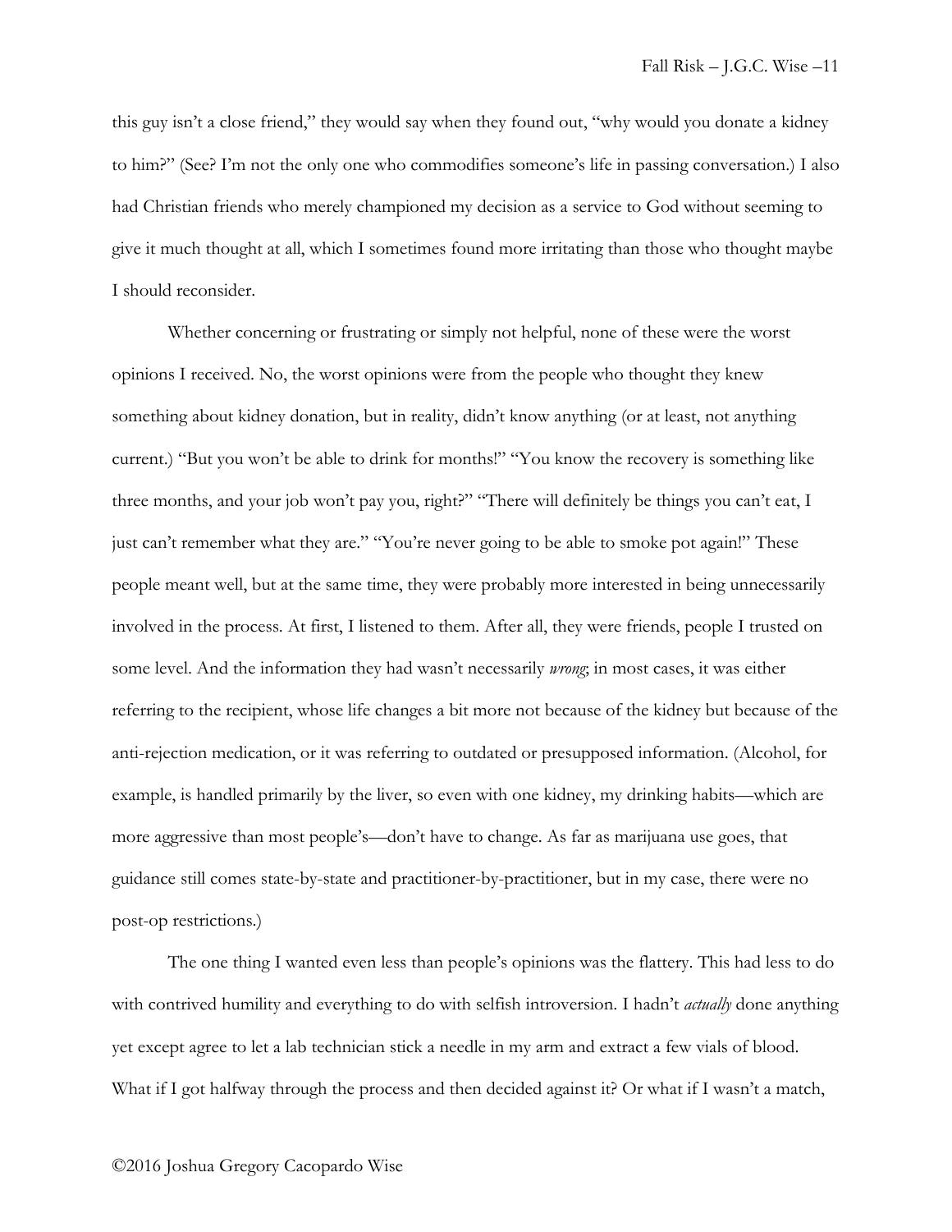this guy isn't a close friend," they would say when they found out, "why would you donate a kidney to him?" (See? I'm not the only one who commodifies someone's life in passing conversation.) I also had Christian friends who merely championed my decision as a service to God without seeming to give it much thought at all, which I sometimes found more irritating than those who thought maybe I should reconsider.

Whether concerning or frustrating or simply not helpful, none of these were the worst opinions I received. No, the worst opinions were from the people who thought they knew something about kidney donation, but in reality, didn't know anything (or at least, not anything current.) "But you won't be able to drink for months!" "You know the recovery is something like three months, and your job won't pay you, right?" "There will definitely be things you can't eat, I just can't remember what they are." "You're never going to be able to smoke pot again!" These people meant well, but at the same time, they were probably more interested in being unnecessarily involved in the process. At first, I listened to them. After all, they were friends, people I trusted on some level. And the information they had wasn't necessarily *wrong*; in most cases, it was either referring to the recipient, whose life changes a bit more not because of the kidney but because of the anti-rejection medication, or it was referring to outdated or presupposed information. (Alcohol, for example, is handled primarily by the liver, so even with one kidney, my drinking habits—which are more aggressive than most people's—don't have to change. As far as marijuana use goes, that guidance still comes state-by-state and practitioner-by-practitioner, but in my case, there were no post-op restrictions.)

The one thing I wanted even less than people's opinions was the flattery. This had less to do with contrived humility and everything to do with selfish introversion. I hadn't *actually* done anything yet except agree to let a lab technician stick a needle in my arm and extract a few vials of blood. What if I got halfway through the process and then decided against it? Or what if I wasn't a match,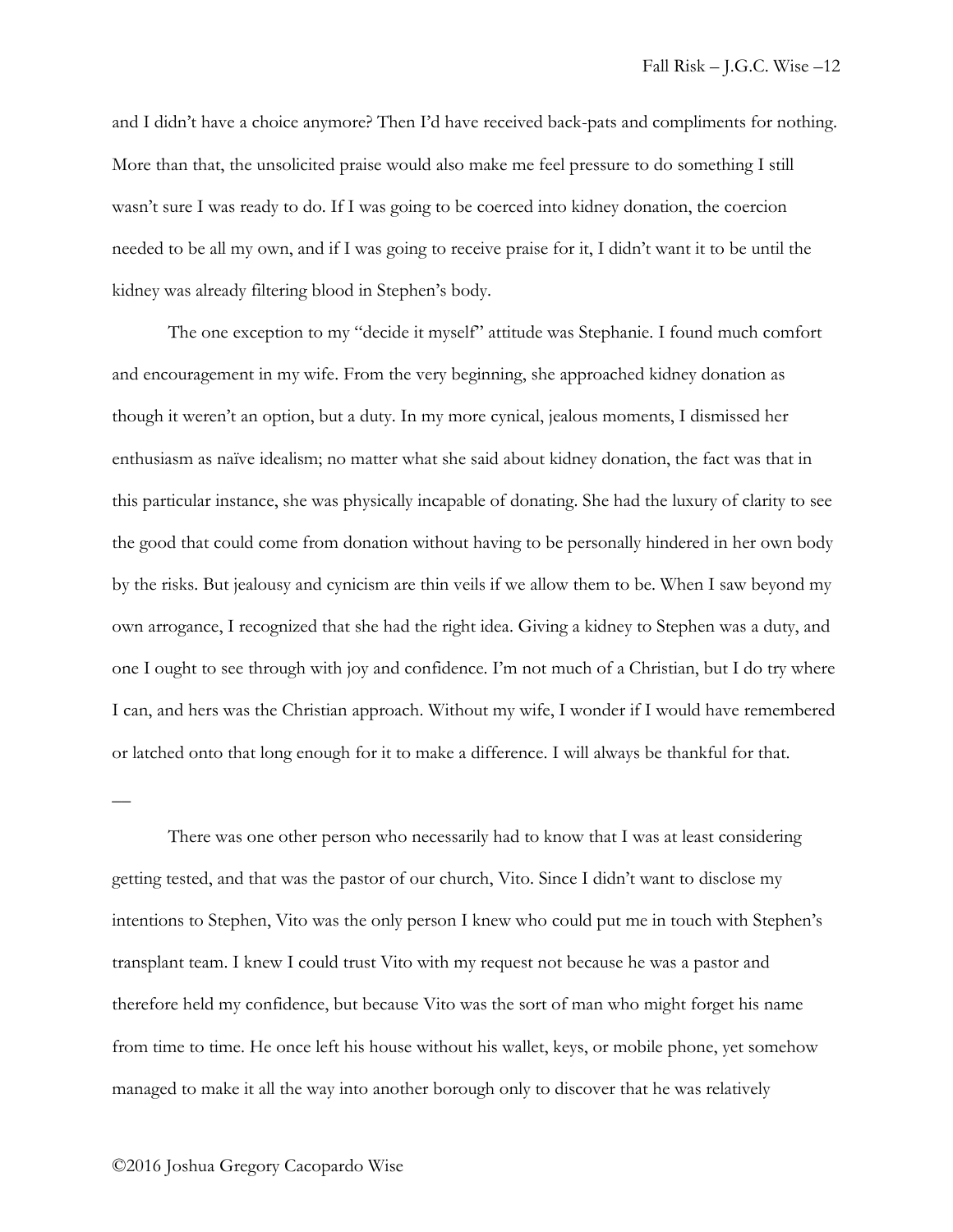and I didn't have a choice anymore? Then I'd have received back-pats and compliments for nothing. More than that, the unsolicited praise would also make me feel pressure to do something I still wasn't sure I was ready to do. If I was going to be coerced into kidney donation, the coercion needed to be all my own, and if I was going to receive praise for it, I didn't want it to be until the kidney was already filtering blood in Stephen's body.

The one exception to my "decide it myself" attitude was Stephanie. I found much comfort and encouragement in my wife. From the very beginning, she approached kidney donation as though it weren't an option, but a duty. In my more cynical, jealous moments, I dismissed her enthusiasm as naïve idealism; no matter what she said about kidney donation, the fact was that in this particular instance, she was physically incapable of donating. She had the luxury of clarity to see the good that could come from donation without having to be personally hindered in her own body by the risks. But jealousy and cynicism are thin veils if we allow them to be. When I saw beyond my own arrogance, I recognized that she had the right idea. Giving a kidney to Stephen was a duty, and one I ought to see through with joy and confidence. I'm not much of a Christian, but I do try where I can, and hers was the Christian approach. Without my wife, I wonder if I would have remembered or latched onto that long enough for it to make a difference. I will always be thankful for that.

—

There was one other person who necessarily had to know that I was at least considering getting tested, and that was the pastor of our church, Vito. Since I didn't want to disclose my intentions to Stephen, Vito was the only person I knew who could put me in touch with Stephen's transplant team. I knew I could trust Vito with my request not because he was a pastor and therefore held my confidence, but because Vito was the sort of man who might forget his name from time to time. He once left his house without his wallet, keys, or mobile phone, yet somehow managed to make it all the way into another borough only to discover that he was relatively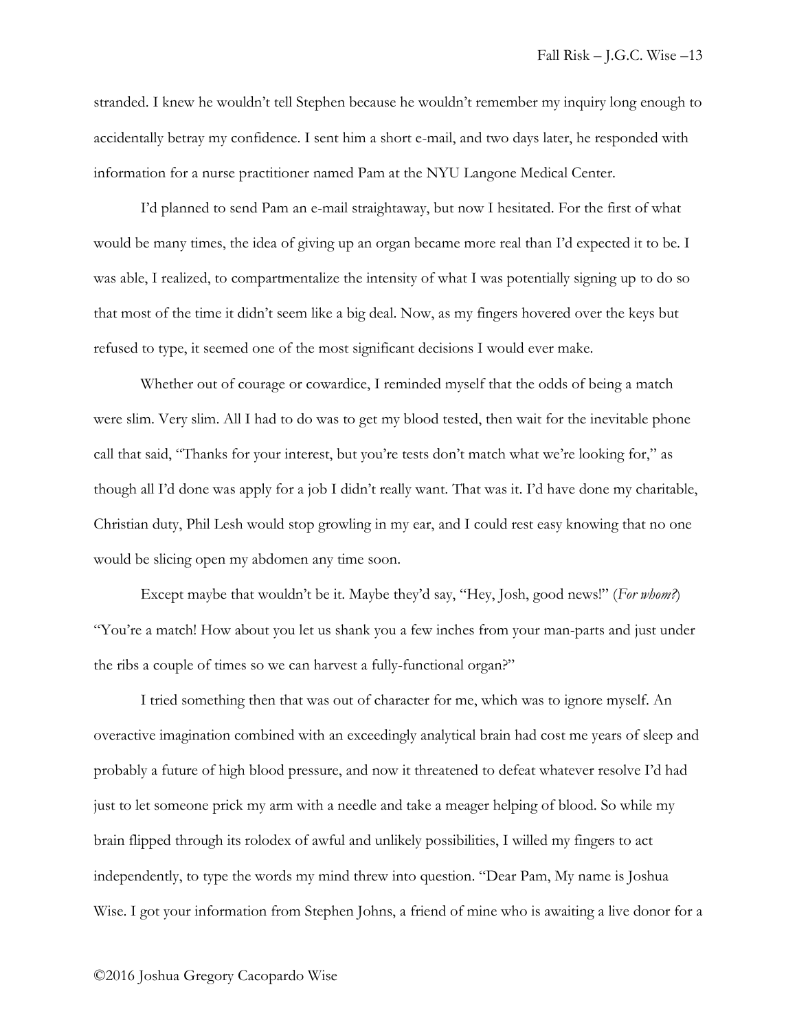stranded. I knew he wouldn't tell Stephen because he wouldn't remember my inquiry long enough to accidentally betray my confidence. I sent him a short e-mail, and two days later, he responded with information for a nurse practitioner named Pam at the NYU Langone Medical Center.

I'd planned to send Pam an e-mail straightaway, but now I hesitated. For the first of what would be many times, the idea of giving up an organ became more real than I'd expected it to be. I was able, I realized, to compartmentalize the intensity of what I was potentially signing up to do so that most of the time it didn't seem like a big deal. Now, as my fingers hovered over the keys but refused to type, it seemed one of the most significant decisions I would ever make.

Whether out of courage or cowardice, I reminded myself that the odds of being a match were slim. Very slim. All I had to do was to get my blood tested, then wait for the inevitable phone call that said, "Thanks for your interest, but you're tests don't match what we're looking for," as though all I'd done was apply for a job I didn't really want. That was it. I'd have done my charitable, Christian duty, Phil Lesh would stop growling in my ear, and I could rest easy knowing that no one would be slicing open my abdomen any time soon.

Except maybe that wouldn't be it. Maybe they'd say, "Hey, Josh, good news!" (*For whom?*) "You're a match! How about you let us shank you a few inches from your man-parts and just under the ribs a couple of times so we can harvest a fully-functional organ?"

I tried something then that was out of character for me, which was to ignore myself. An overactive imagination combined with an exceedingly analytical brain had cost me years of sleep and probably a future of high blood pressure, and now it threatened to defeat whatever resolve I'd had just to let someone prick my arm with a needle and take a meager helping of blood. So while my brain flipped through its rolodex of awful and unlikely possibilities, I willed my fingers to act independently, to type the words my mind threw into question. "Dear Pam, My name is Joshua Wise. I got your information from Stephen Johns, a friend of mine who is awaiting a live donor for a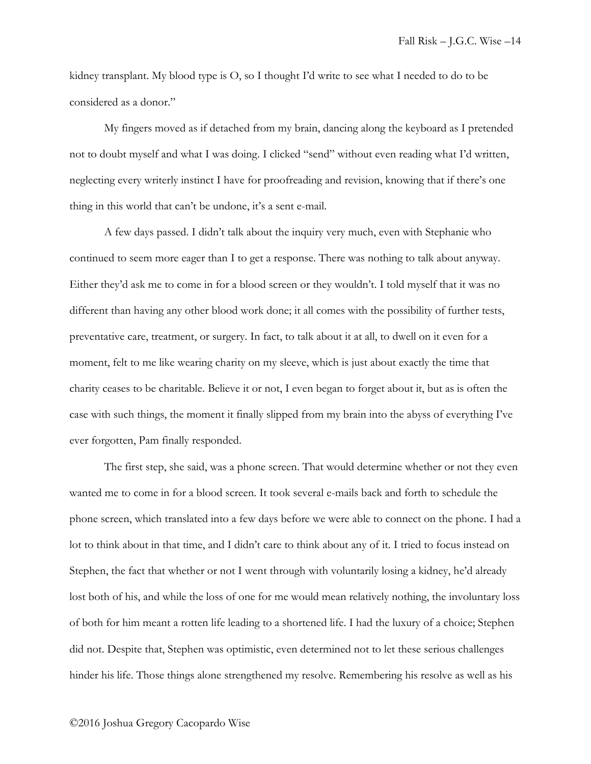kidney transplant. My blood type is O, so I thought I'd write to see what I needed to do to be considered as a donor."

My fingers moved as if detached from my brain, dancing along the keyboard as I pretended not to doubt myself and what I was doing. I clicked "send" without even reading what I'd written, neglecting every writerly instinct I have for proofreading and revision, knowing that if there's one thing in this world that can't be undone, it's a sent e-mail.

A few days passed. I didn't talk about the inquiry very much, even with Stephanie who continued to seem more eager than I to get a response. There was nothing to talk about anyway. Either they'd ask me to come in for a blood screen or they wouldn't. I told myself that it was no different than having any other blood work done; it all comes with the possibility of further tests, preventative care, treatment, or surgery. In fact, to talk about it at all, to dwell on it even for a moment, felt to me like wearing charity on my sleeve, which is just about exactly the time that charity ceases to be charitable. Believe it or not, I even began to forget about it, but as is often the case with such things, the moment it finally slipped from my brain into the abyss of everything I've ever forgotten, Pam finally responded.

The first step, she said, was a phone screen. That would determine whether or not they even wanted me to come in for a blood screen. It took several e-mails back and forth to schedule the phone screen, which translated into a few days before we were able to connect on the phone. I had a lot to think about in that time, and I didn't care to think about any of it. I tried to focus instead on Stephen, the fact that whether or not I went through with voluntarily losing a kidney, he'd already lost both of his, and while the loss of one for me would mean relatively nothing, the involuntary loss of both for him meant a rotten life leading to a shortened life. I had the luxury of a choice; Stephen did not. Despite that, Stephen was optimistic, even determined not to let these serious challenges hinder his life. Those things alone strengthened my resolve. Remembering his resolve as well as his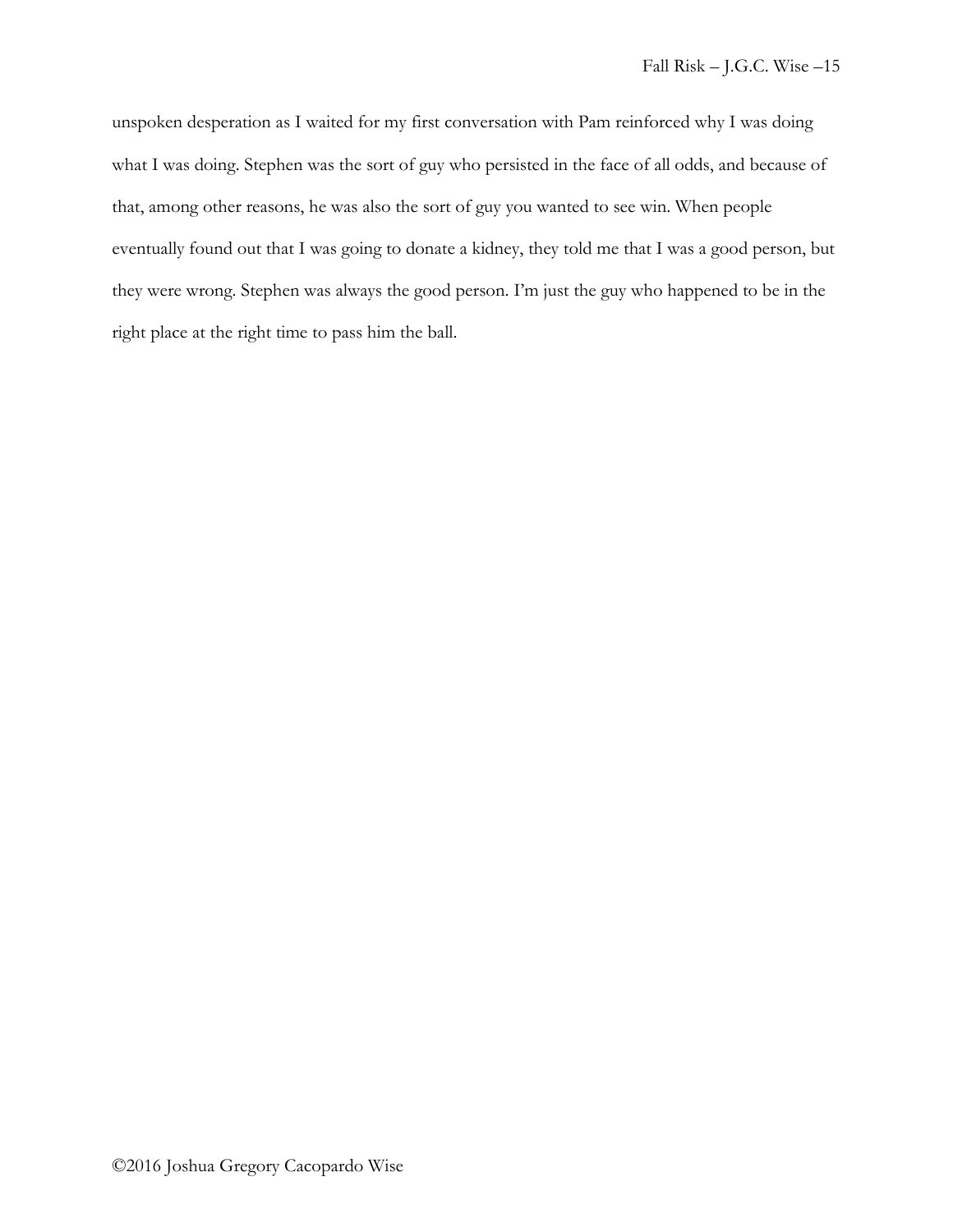unspoken desperation as I waited for my first conversation with Pam reinforced why I was doing what I was doing. Stephen was the sort of guy who persisted in the face of all odds, and because of that, among other reasons, he was also the sort of guy you wanted to see win. When people eventually found out that I was going to donate a kidney, they told me that I was a good person, but they were wrong. Stephen was always the good person. I'm just the guy who happened to be in the right place at the right time to pass him the ball.